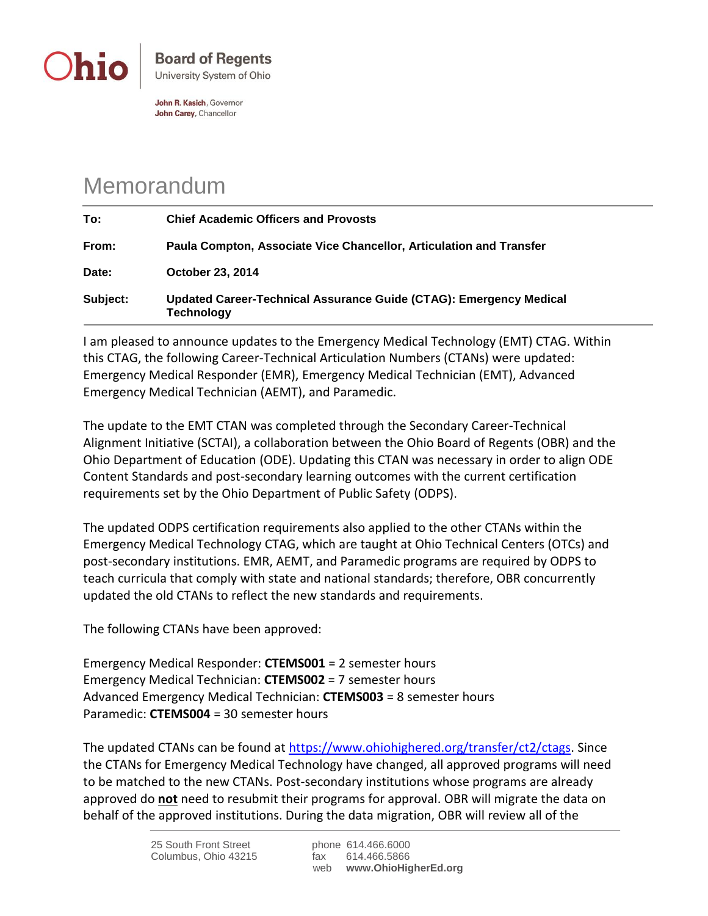**Ohio** | **Board of Regents**
University System of Ohio

**John R. Kasich**, Governor
**John Carey**, Chancellor

# Memorandum

| | |
|---|---|
| **To:** | **Chief Academic Officers and Provosts** |
| **From:** | **Paula Compton, Associate Vice Chancellor, Articulation and Transfer** |
| **Date:** | **October 23, 2014** |
| **Subject:** | **Updated Career-Technical Assurance Guide (CTAG): Emergency Medical Technology** |

I am pleased to announce updates to the Emergency Medical Technology (EMT) CTAG. Within this CTAG, the following Career-Technical Articulation Numbers (CTANs) were updated: Emergency Medical Responder (EMR), Emergency Medical Technician (EMT), Advanced Emergency Medical Technician (AEMT), and Paramedic.

The update to the EMT CTAN was completed through the Secondary Career-Technical Alignment Initiative (SCTAI), a collaboration between the Ohio Board of Regents (OBR) and the Ohio Department of Education (ODE). Updating this CTAN was necessary in order to align ODE Content Standards and post-secondary learning outcomes with the current certification requirements set by the Ohio Department of Public Safety (ODPS).

The updated ODPS certification requirements also applied to the other CTANs within the Emergency Medical Technology CTAG, which are taught at Ohio Technical Centers (OTCs) and post-secondary institutions. EMR, AEMT, and Paramedic programs are required by ODPS to teach curricula that comply with state and national standards; therefore, OBR concurrently updated the old CTANs to reflect the new standards and requirements.

The following CTANs have been approved:

Emergency Medical Responder: **CTEMS001** = 2 semester hours
Emergency Medical Technician: **CTEMS002** = 7 semester hours
Advanced Emergency Medical Technician: **CTEMS003** = 8 semester hours
Paramedic: **CTEMS004** = 30 semester hours

The updated CTANs can be found at https://www.ohiohighered.org/transfer/ct2/ctags. Since the CTANs for Emergency Medical Technology have changed, all approved programs will need to be matched to the new CTANs. Post-secondary institutions whose programs are already approved do **not** need to resubmit their programs for approval. OBR will migrate the data on behalf of the approved institutions. During the data migration, OBR will review all of the

25 South Front Street
Columbus, Ohio 43215

phone 614.466.6000
fax 614.466.5866
web **www.OhioHigherEd.org**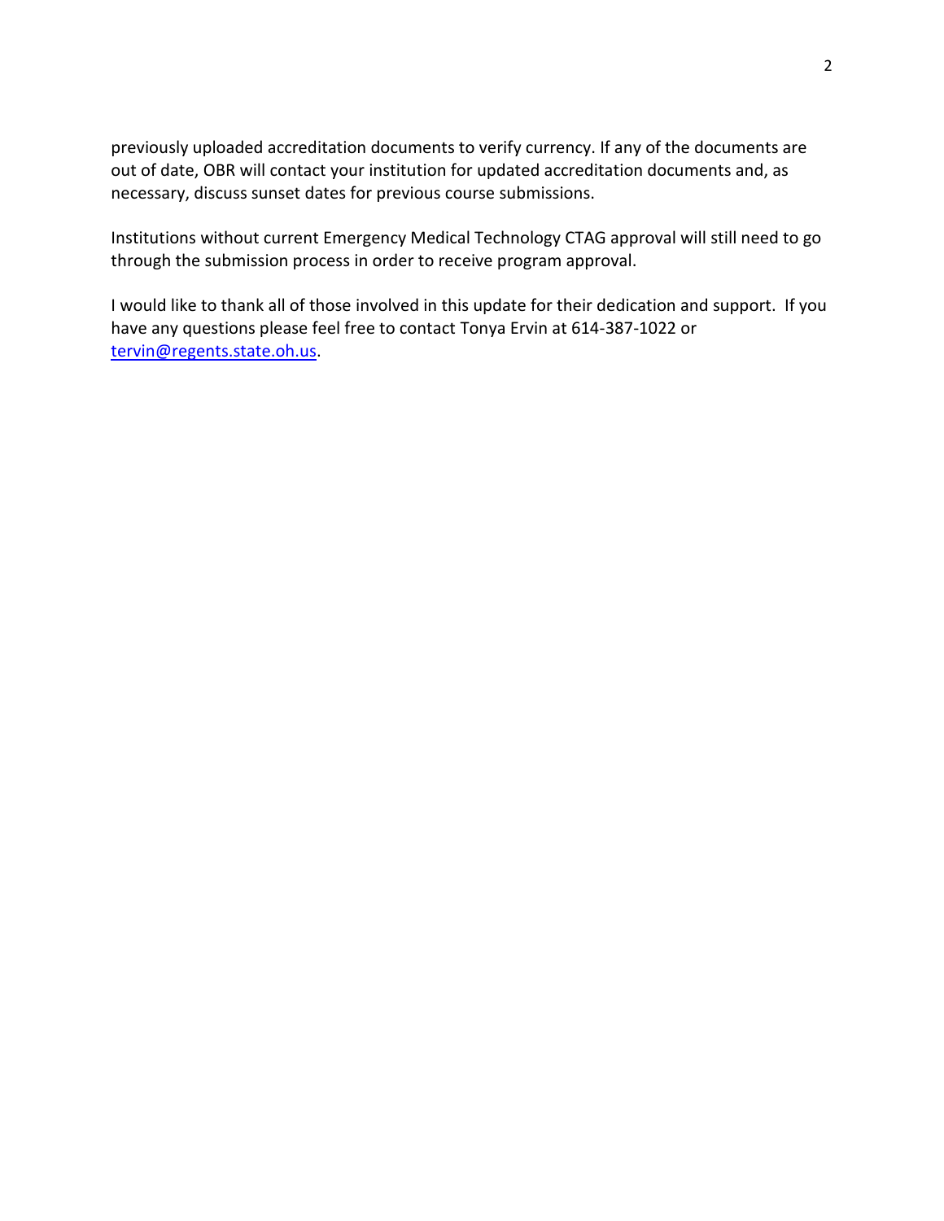previously uploaded accreditation documents to verify currency. If any of the documents are out of date, OBR will contact your institution for updated accreditation documents and, as necessary, discuss sunset dates for previous course submissions.

Institutions without current Emergency Medical Technology CTAG approval will still need to go through the submission process in order to receive program approval.

I would like to thank all of those involved in this update for their dedication and support. If you have any questions please feel free to contact Tonya Ervin at 614-387-1022 or tervin@regents.state.oh.us.